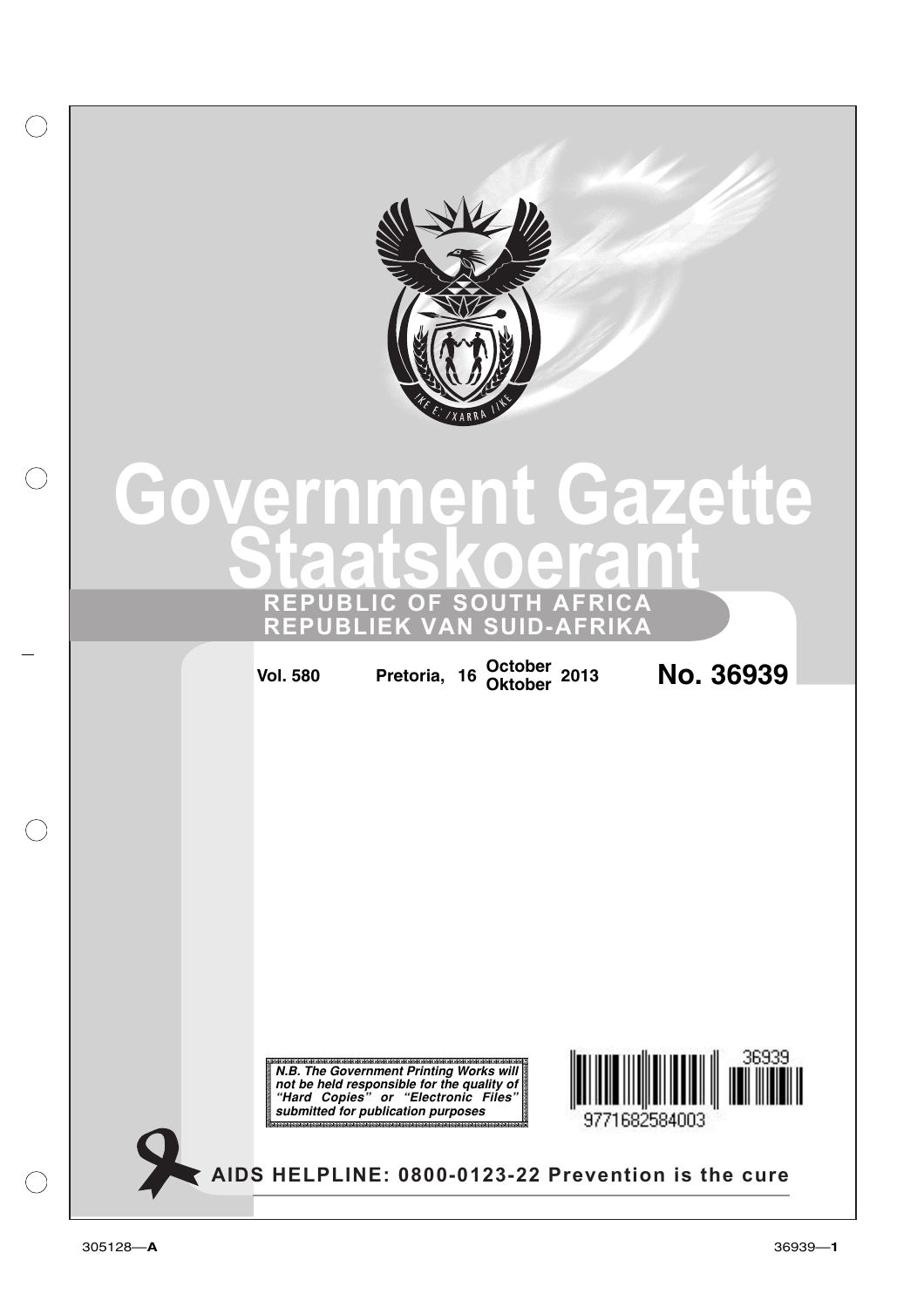# Government Gazette
# Staatskoerant

## REPUBLIC OF SOUTH AFRICA
## REPUBLIEK VAN SUID-AFRIKA

**Vol. 580** **Pretoria, 16 October/Oktober 2013** **No. 36939**

***N.B. The Government Printing Works will not be held responsible for the quality of "Hard Copies" or "Electronic Files" submitted for publication purposes***

36939

9771682584003

**AIDS HELPLINE: 0800-0123-22 Prevention is the cure**

305128—**A**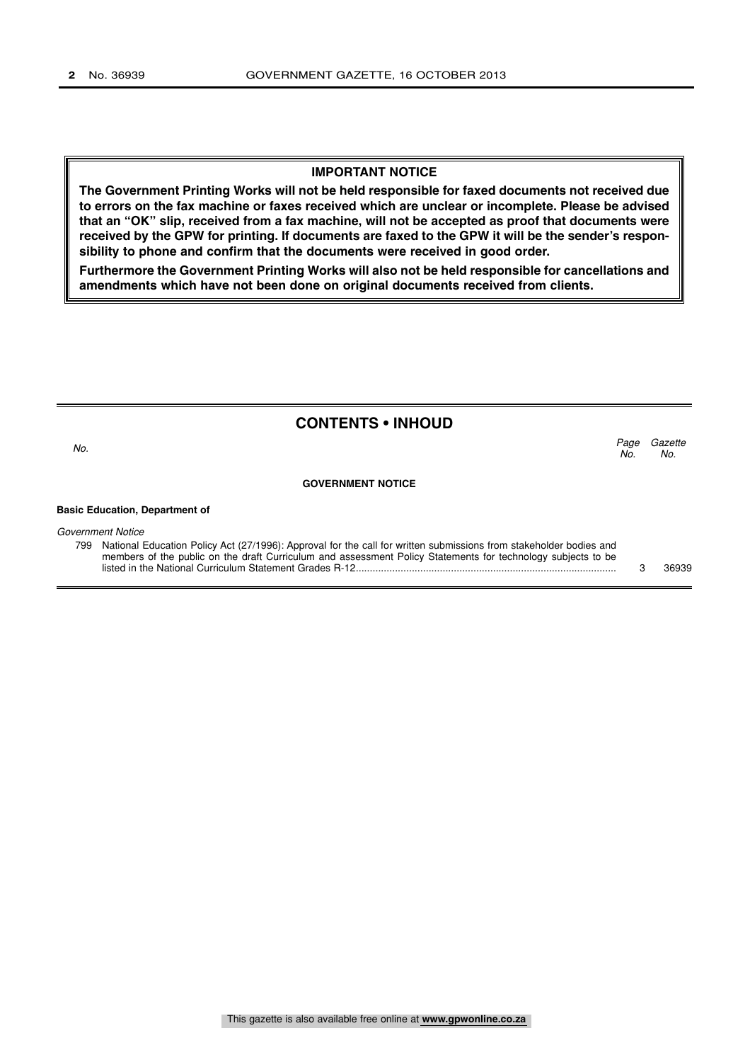**IMPORTANT NOTICE**

**The Government Printing Works will not be held responsible for faxed documents not received due to errors on the fax machine or faxes received which are unclear or incomplete. Please be advised that an "OK" slip, received from a fax machine, will not be accepted as proof that documents were received by the GPW for printing. If documents are faxed to the GPW it will be the sender's responsibility to phone and confirm that the documents were received in good order.**

**Furthermore the Government Printing Works will also not be held responsible for cancellations and amendments which have not been done on original documents received from clients.**

## CONTENTS • INHOUD

| *No.* | | *Page No.* | *Gazette No.* |
|---|---|---|---|
| | **GOVERNMENT NOTICE** | | |
| | **Basic Education, Department of** | | |
| | *Government Notice* | | |
| 799 | National Education Policy Act (27/1996): Approval for the call for written submissions from stakeholder bodies and members of the public on the draft Curriculum and assessment Policy Statements for technology subjects to be listed in the National Curriculum Statement Grades R-12 | 3 | 36939 |

This gazette is also available free online at **www.gpwonline.co.za**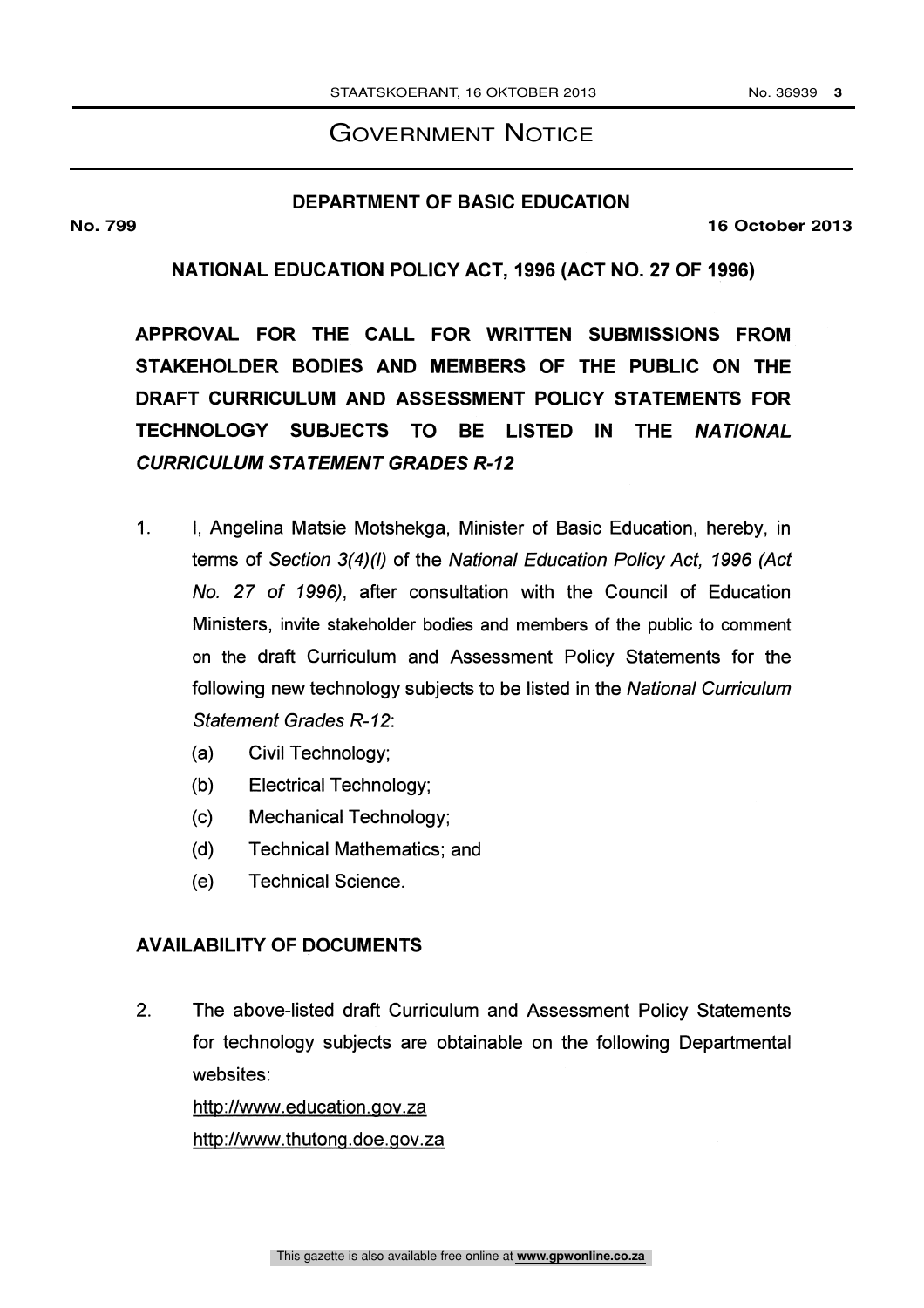# GOVERNMENT NOTICE

## DEPARTMENT OF BASIC EDUCATION

**No. 799** **16 October 2013**

**NATIONAL EDUCATION POLICY ACT, 1996 (ACT NO. 27 OF 1996)**

**APPROVAL FOR THE CALL FOR WRITTEN SUBMISSIONS FROM STAKEHOLDER BODIES AND MEMBERS OF THE PUBLIC ON THE DRAFT CURRICULUM AND ASSESSMENT POLICY STATEMENTS FOR TECHNOLOGY SUBJECTS TO BE LISTED IN THE *NATIONAL CURRICULUM STATEMENT GRADES R-12***

1. I, Angelina Matsie Motshekga, Minister of Basic Education, hereby, in terms of *Section 3(4)(l)* of the *National Education Policy Act, 1996 (Act No. 27 of 1996)*, after consultation with the Council of Education Ministers, invite stakeholder bodies and members of the public to comment on the draft Curriculum and Assessment Policy Statements for the following new technology subjects to be listed in the *National Curriculum Statement Grades R-12*:
   - (a) Civil Technology;
   - (b) Electrical Technology;
   - (c) Mechanical Technology;
   - (d) Technical Mathematics; and
   - (e) Technical Science.

**AVAILABILITY OF DOCUMENTS**

2. The above-listed draft Curriculum and Assessment Policy Statements for technology subjects are obtainable on the following Departmental websites:
   http://www.education.gov.za
   http://www.thutong.doe.gov.za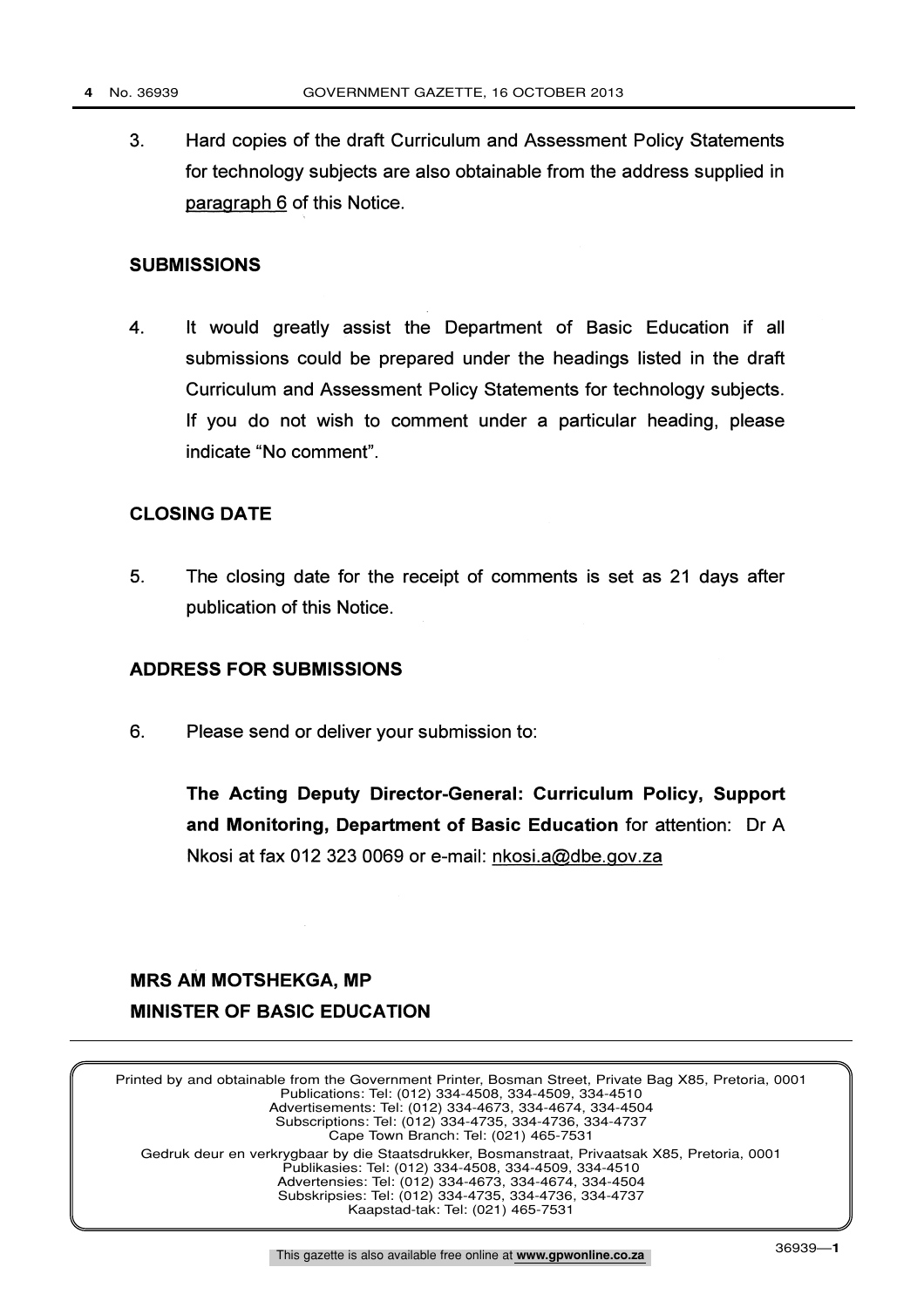3. Hard copies of the draft Curriculum and Assessment Policy Statements for technology subjects are also obtainable from the address supplied in paragraph 6 of this Notice.

**SUBMISSIONS**

4. It would greatly assist the Department of Basic Education if all submissions could be prepared under the headings listed in the draft Curriculum and Assessment Policy Statements for technology subjects. If you do not wish to comment under a particular heading, please indicate "No comment".

**CLOSING DATE**

5. The closing date for the receipt of comments is set as 21 days after publication of this Notice.

**ADDRESS FOR SUBMISSIONS**

6. Please send or deliver your submission to:

   **The Acting Deputy Director-General: Curriculum Policy, Support and Monitoring, Department of Basic Education** for attention: Dr A Nkosi at fax 012 323 0069 or e-mail: nkosi.a@dbe.gov.za

**MRS AM MOTSHEKGA, MP**
**MINISTER OF BASIC EDUCATION**

Printed by and obtainable from the Government Printer, Bosman Street, Private Bag X85, Pretoria, 0001
Publications: Tel: (012) 334-4508, 334-4509, 334-4510
Advertisements: Tel: (012) 334-4673, 334-4674, 334-4504
Subscriptions: Tel: (012) 334-4735, 334-4736, 334-4737
Cape Town Branch: Tel: (021) 465-7531

Gedruk deur en verkrygbaar by die Staatsdrukker, Bosmanstraat, Privaatsak X85, Pretoria, 0001
Publikasies: Tel: (012) 334-4508, 334-4509, 334-4510
Advertensies: Tel: (012) 334-4673, 334-4674, 334-4504
Subskripsies: Tel: (012) 334-4735, 334-4736, 334-4737
Kaapstad-tak: Tel: (021) 465-7531